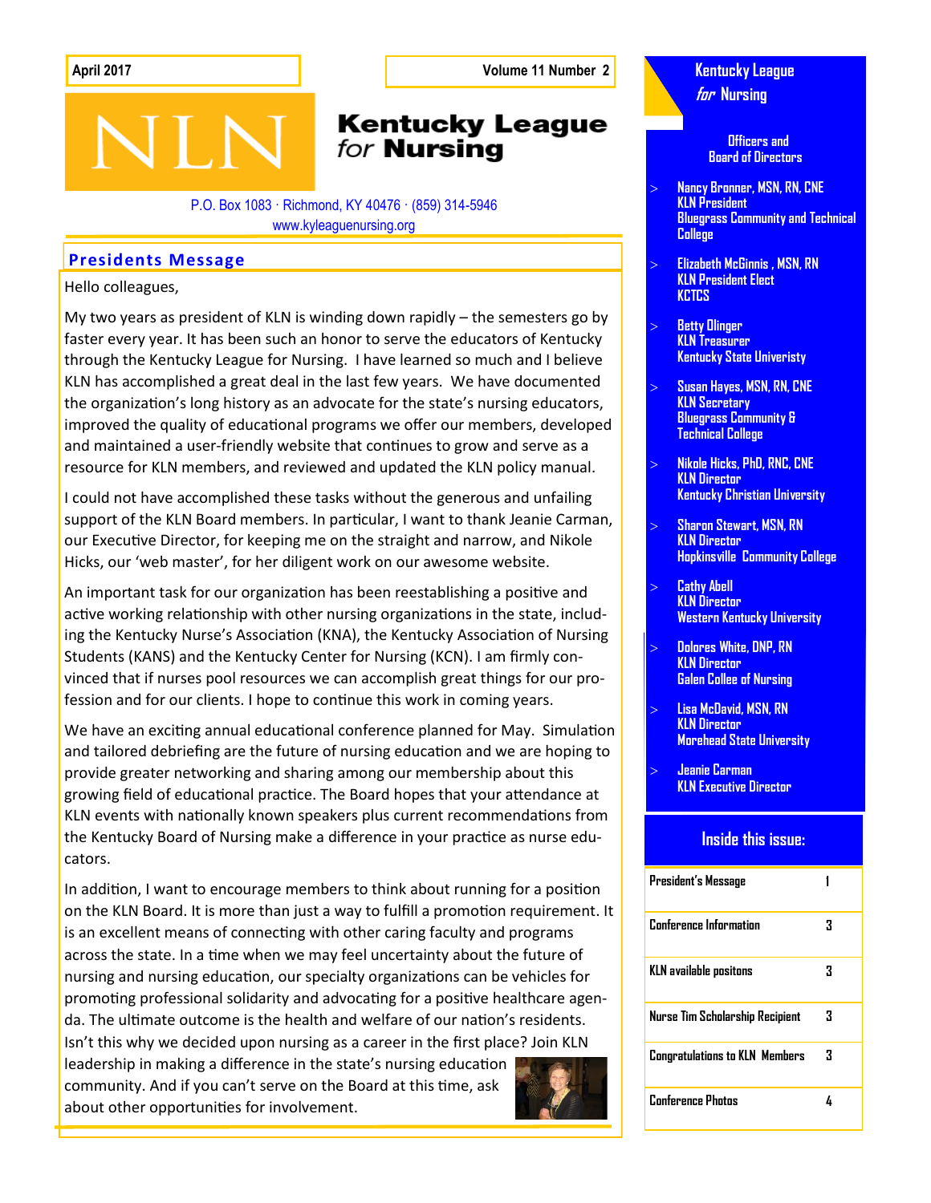April 2017

Volume 11 Number 2

# Kentucky League *for* Nursing

P.O. Box 1083 · Richmond, KY 40476 · (859) 314-5946
www.kyleaguenursing.org

## Presidents Message

Hello colleagues,

My two years as president of KLN is winding down rapidly – the semesters go by faster every year. It has been such an honor to serve the educators of Kentucky through the Kentucky League for Nursing. I have learned so much and I believe KLN has accomplished a great deal in the last few years. We have documented the organization's long history as an advocate for the state's nursing educators, improved the quality of educational programs we offer our members, developed and maintained a user-friendly website that continues to grow and serve as a resource for KLN members, and reviewed and updated the KLN policy manual.

I could not have accomplished these tasks without the generous and unfailing support of the KLN Board members. In particular, I want to thank Jeanie Carman, our Executive Director, for keeping me on the straight and narrow, and Nikole Hicks, our 'web master', for her diligent work on our awesome website.

An important task for our organization has been reestablishing a positive and active working relationship with other nursing organizations in the state, including the Kentucky Nurse's Association (KNA), the Kentucky Association of Nursing Students (KANS) and the Kentucky Center for Nursing (KCN). I am firmly convinced that if nurses pool resources we can accomplish great things for our profession and for our clients. I hope to continue this work in coming years.

We have an exciting annual educational conference planned for May. Simulation and tailored debriefing are the future of nursing education and we are hoping to provide greater networking and sharing among our membership about this growing field of educational practice. The Board hopes that your attendance at KLN events with nationally known speakers plus current recommendations from the Kentucky Board of Nursing make a difference in your practice as nurse educators.

In addition, I want to encourage members to think about running for a position on the KLN Board. It is more than just a way to fulfill a promotion requirement. It is an excellent means of connecting with other caring faculty and programs across the state. In a time when we may feel uncertainty about the future of nursing and nursing education, our specialty organizations can be vehicles for promoting professional solidarity and advocating for a positive healthcare agenda. The ultimate outcome is the health and welfare of our nation's residents. Isn't this why we decided upon nursing as a career in the first place? Join KLN leadership in making a difference in the state's nursing education community. And if you can't serve on the Board at this time, ask about other opportunities for involvement.

## Kentucky League *for* Nursing

### Officers and Board of Directors

- **Nancy Bronner, MSN, RN, CNE**
  KLN President
  Bluegrass Community and Technical College
- **Elizabeth McGinnis , MSN, RN**
  KLN President Elect
  KCTCS
- **Betty Olinger**
  KLN Treasurer
  Kentucky State Univeristy
- **Susan Hayes, MSN, RN, CNE**
  KLN Secretary
  Bluegrass Community & Technical College
- **Nikole Hicks, PhD, RNC, CNE**
  KLN Director
  Kentucky Christian University
- **Sharon Stewart, MSN, RN**
  KLN Director
  Hopkinsville Community College
- **Cathy Abell**
  KLN Director
  Western Kentucky University
- **Dolores White, DNP, RN**
  KLN Director
  Galen Collee of Nursing
- **Lisa McDavid, MSN, RN**
  KLN Director
  Morehead State University
- **Jeanie Carman**
  KLN Executive Director

### Inside this issue:

| | |
|---|---|
| President's Message | 1 |
| Conference Information | 3 |
| KLN available positons | 3 |
| Nurse Tim Scholarship Recipient | 3 |
| Congratulations to KLN Members | 3 |
| Conference Photos | 4 |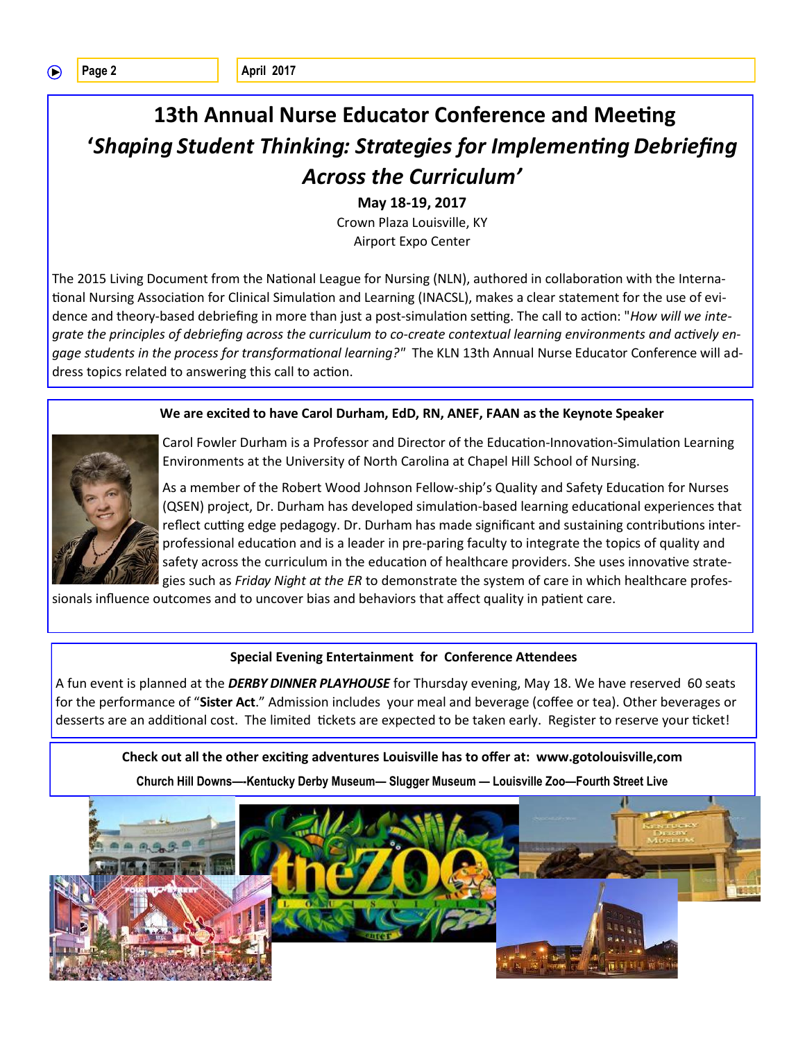# 13th Annual Nurse Educator Conference and Meeting

## '*Shaping Student Thinking: Strategies for Implementing Debriefing Across the Curriculum*'

**May 18-19, 2017**

Crown Plaza Louisville, KY

Airport Expo Center

The 2015 Living Document from the National League for Nursing (NLN), authored in collaboration with the International Nursing Association for Clinical Simulation and Learning (INACSL), makes a clear statement for the use of evidence and theory-based debriefing in more than just a post-simulation setting. The call to action: "*How will we integrate the principles of debriefing across the curriculum to co-create contextual learning environments and actively engage students in the process for transformational learning?*" The KLN 13th Annual Nurse Educator Conference will address topics related to answering this call to action.

**We are excited to have Carol Durham, EdD, RN, ANEF, FAAN as the Keynote Speaker**

Carol Fowler Durham is a Professor and Director of the Education-Innovation-Simulation Learning Environments at the University of North Carolina at Chapel Hill School of Nursing.

As a member of the Robert Wood Johnson Fellow-ship's Quality and Safety Education for Nurses (QSEN) project, Dr. Durham has developed simulation-based learning educational experiences that reflect cutting edge pedagogy. Dr. Durham has made significant and sustaining contributions inter-professional education and is a leader in pre-paring faculty to integrate the topics of quality and safety across the curriculum in the education of healthcare providers. She uses innovative strategies such as *Friday Night at the ER* to demonstrate the system of care in which healthcare professionals influence outcomes and to uncover bias and behaviors that affect quality in patient care.

**Special Evening Entertainment for Conference Attendees**

A fun event is planned at the ***DERBY DINNER PLAYHOUSE*** for Thursday evening, May 18. We have reserved 60 seats for the performance of "**Sister Act**." Admission includes your meal and beverage (coffee or tea). Other beverages or desserts are an additional cost. The limited tickets are expected to be taken early. Register to reserve your ticket!

**Check out all the other exciting adventures Louisville has to offer at: www.gotolouisville,com**

**Church Hill Downs—Kentucky Derby Museum— Slugger Museum — Louisville Zoo—Fourth Street Live**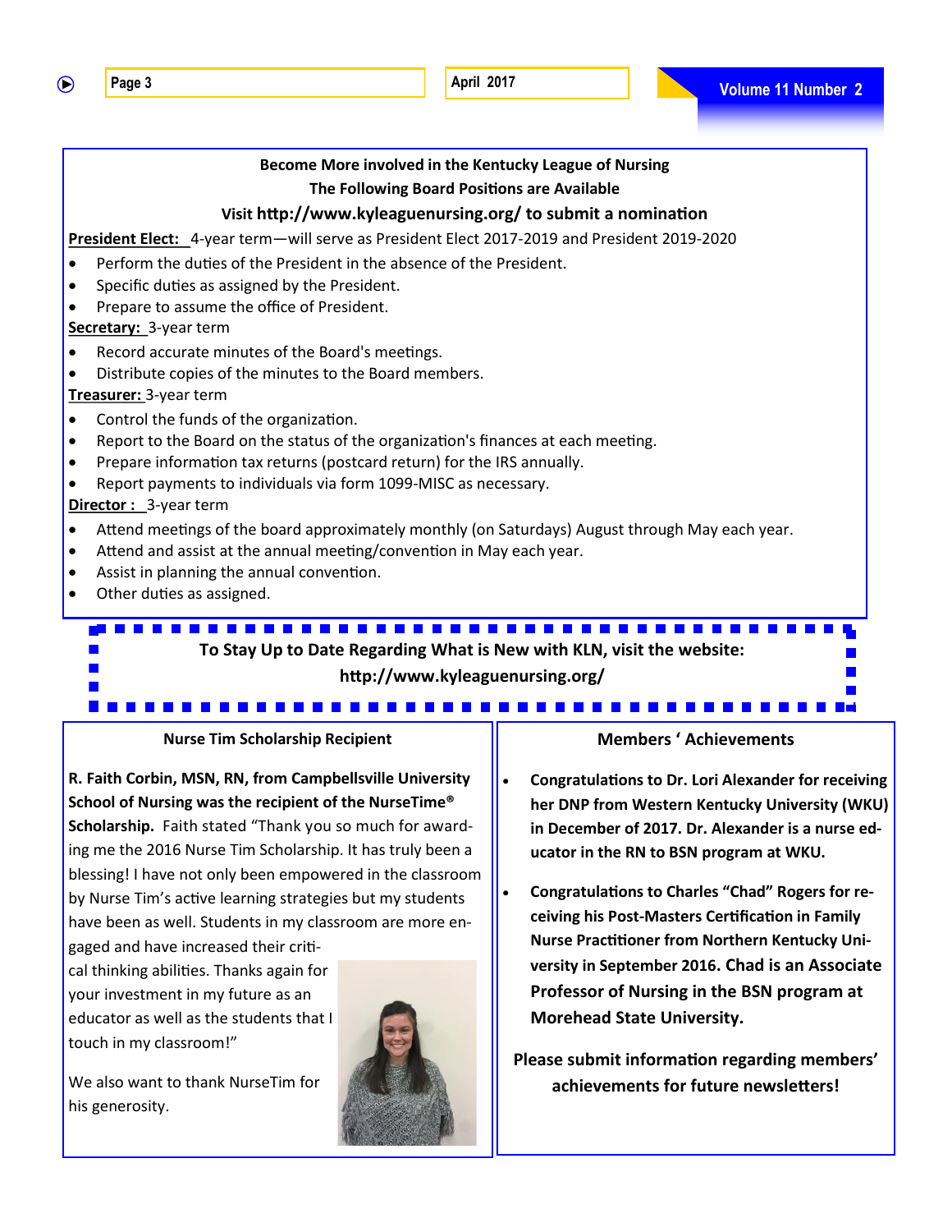## Become More involved in the Kentucky League of Nursing

**The Following Board Positions are Available**

**Visit http://www.kyleaguenursing.org/ to submit a nomination**

**President Elect:** 4-year term—will serve as President Elect 2017-2019 and President 2019-2020

- Perform the duties of the President in the absence of the President.
- Specific duties as assigned by the President.
- Prepare to assume the office of President.

**Secretary:** 3-year term

- Record accurate minutes of the Board's meetings.
- Distribute copies of the minutes to the Board members.

**Treasurer:** 3-year term

- Control the funds of the organization.
- Report to the Board on the status of the organization's finances at each meeting.
- Prepare information tax returns (postcard return) for the IRS annually.
- Report payments to individuals via form 1099-MISC as necessary.

**Director :** 3-year term

- Attend meetings of the board approximately monthly (on Saturdays) August through May each year.
- Attend and assist at the annual meeting/convention in May each year.
- Assist in planning the annual convention.
- Other duties as assigned.

**To Stay Up to Date Regarding What is New with KLN, visit the website:**
**http://www.kyleaguenursing.org/**

## Nurse Tim Scholarship Recipient

**R. Faith Corbin, MSN, RN, from Campbellsville University School of Nursing was the recipient of the NurseTime® Scholarship.** Faith stated "Thank you so much for awarding me the 2016 Nurse Tim Scholarship. It has truly been a blessing! I have not only been empowered in the classroom by Nurse Tim's active learning strategies but my students have been as well. Students in my classroom are more engaged and have increased their critical thinking abilities. Thanks again for your investment in my future as an educator as well as the students that I touch in my classroom!"

We also want to thank NurseTim for his generosity.

## Members ' Achievements

- **Congratulations to Dr. Lori Alexander for receiving her DNP from Western Kentucky University (WKU) in December of 2017. Dr. Alexander is a nurse educator in the RN to BSN program at WKU.**
- **Congratulations to Charles "Chad" Rogers for receiving his Post-Masters Certification in Family Nurse Practitioner from Northern Kentucky University in September 2016. Chad is an Associate Professor of Nursing in the BSN program at Morehead State University.**

**Please submit information regarding members' achievements for future newsletters!**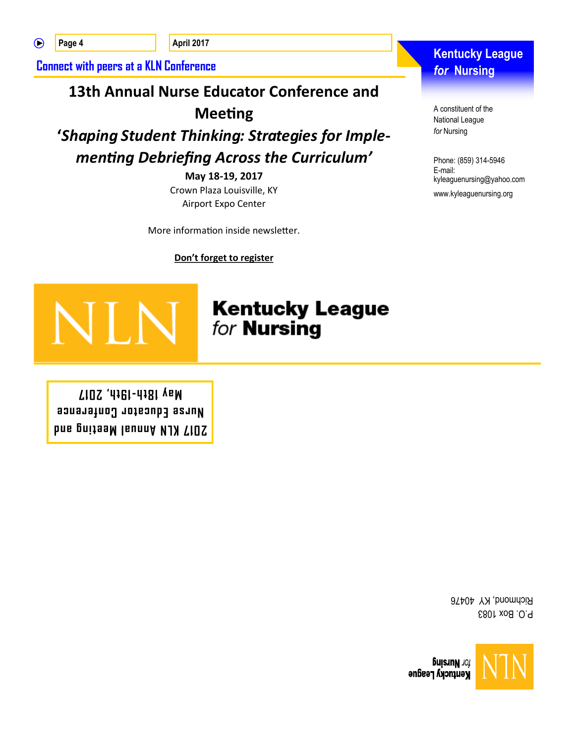## Connect with peers at a KLN Conference

# 13th Annual Nurse Educator Conference and Meeting

## *'Shaping Student Thinking: Strategies for Implementing Debriefing Across the Curriculum'*

**May 18-19, 2017**

Crown Plaza Louisville, KY

Airport Expo Center

More information inside newsletter.

**Don't forget to register**

NLN **Kentucky League** *for* **Nursing**

**Kentucky League**
***for* Nursing**

A constituent of the National League *for* Nursing

Phone: (859) 314-5946
E-mail:
kyleaguenursing@yahoo.com
www.kyleaguenursing.org

2017 KLN Annual Meeting and
Nurse Educator Conference
May 18th-19th, 2017

P.O. Box 1083
Richmond, KY 40476

NLN **Kentucky League** *for* **Nursing**